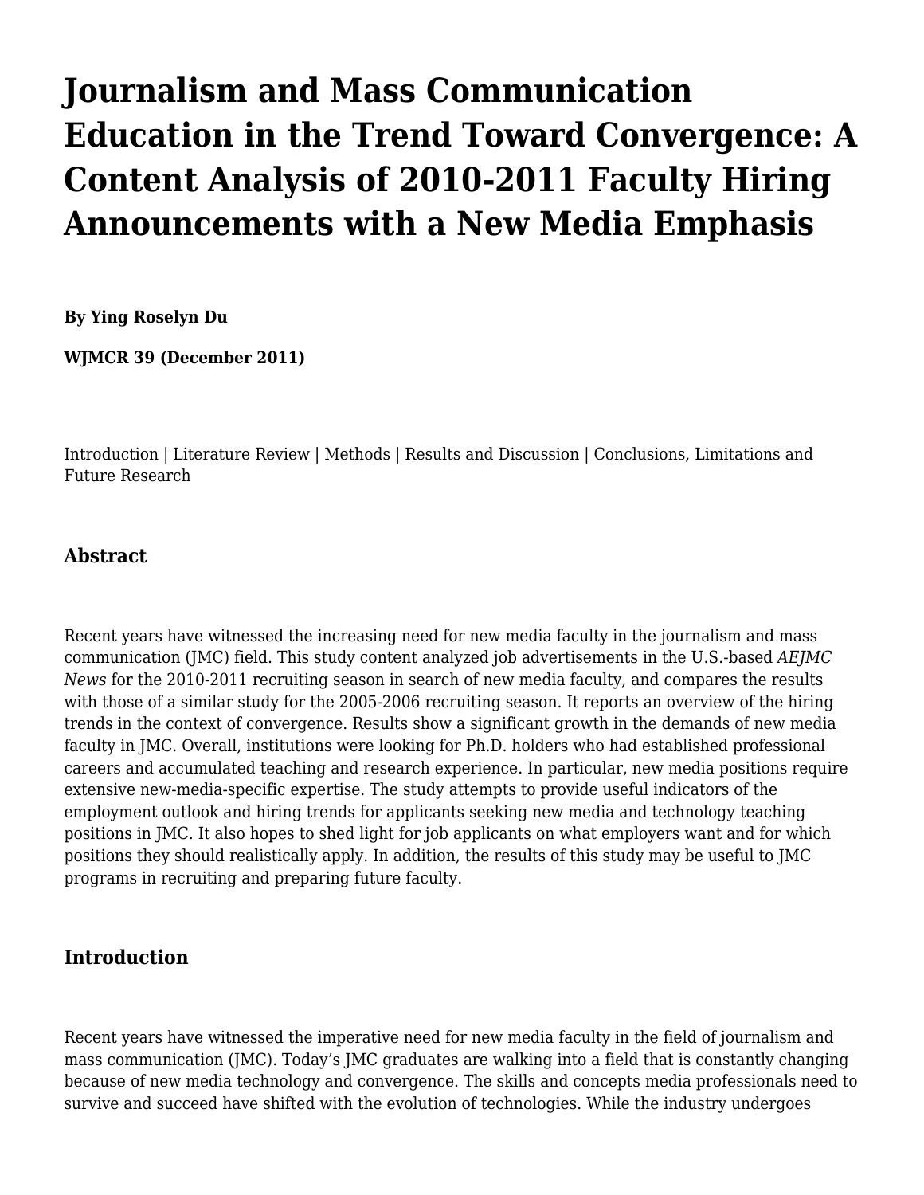# Journalism and Mass Communication Education in the Trend Toward Convergence: A Content Analysis of 2010-2011 Faculty Hiring Announcements with a New Media Emphasis

**By Ying Roselyn Du**

**WJMCR 39 (December 2011)**

Introduction | Literature Review | Methods | Results and Discussion | Conclusions, Limitations and Future Research

### Abstract

Recent years have witnessed the increasing need for new media faculty in the journalism and mass communication (JMC) field. This study content analyzed job advertisements in the U.S.-based *AEJMC News* for the 2010-2011 recruiting season in search of new media faculty, and compares the results with those of a similar study for the 2005-2006 recruiting season. It reports an overview of the hiring trends in the context of convergence. Results show a significant growth in the demands of new media faculty in JMC. Overall, institutions were looking for Ph.D. holders who had established professional careers and accumulated teaching and research experience. In particular, new media positions require extensive new-media-specific expertise. The study attempts to provide useful indicators of the employment outlook and hiring trends for applicants seeking new media and technology teaching positions in JMC. It also hopes to shed light for job applicants on what employers want and for which positions they should realistically apply. In addition, the results of this study may be useful to JMC programs in recruiting and preparing future faculty.

### Introduction

Recent years have witnessed the imperative need for new media faculty in the field of journalism and mass communication (JMC). Today's JMC graduates are walking into a field that is constantly changing because of new media technology and convergence. The skills and concepts media professionals need to survive and succeed have shifted with the evolution of technologies. While the industry undergoes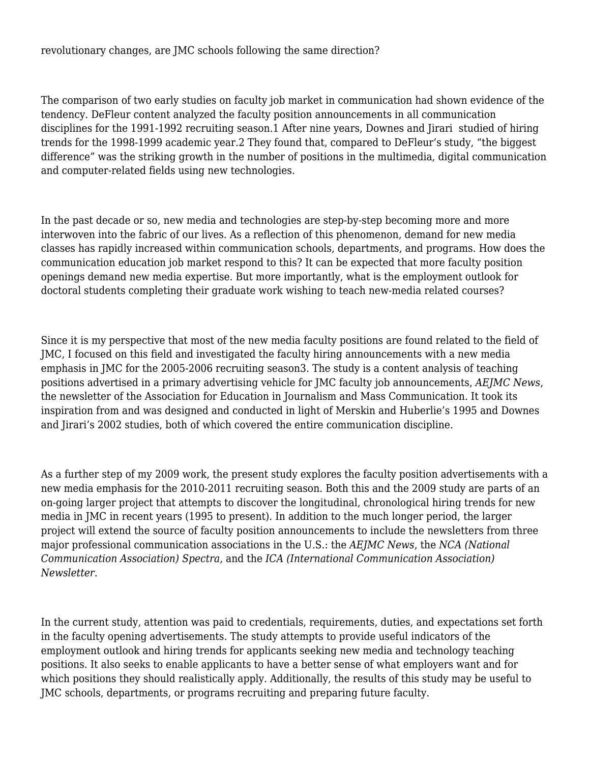revolutionary changes, are JMC schools following the same direction?

The comparison of two early studies on faculty job market in communication had shown evidence of the tendency. DeFleur content analyzed the faculty position announcements in all communication disciplines for the 1991-1992 recruiting season.[1] After nine years, Downes and Jirari studied of hiring trends for the 1998-1999 academic year.[2] They found that, compared to DeFleur's study, "the biggest difference" was the striking growth in the number of positions in the multimedia, digital communication and computer-related fields using new technologies.

In the past decade or so, new media and technologies are step-by-step becoming more and more interwoven into the fabric of our lives. As a reflection of this phenomenon, demand for new media classes has rapidly increased within communication schools, departments, and programs. How does the communication education job market respond to this? It can be expected that more faculty position openings demand new media expertise. But more importantly, what is the employment outlook for doctoral students completing their graduate work wishing to teach new-media related courses?

Since it is my perspective that most of the new media faculty positions are found related to the field of JMC, I focused on this field and investigated the faculty hiring announcements with a new media emphasis in JMC for the 2005-2006 recruiting season[3]. The study is a content analysis of teaching positions advertised in a primary advertising vehicle for JMC faculty job announcements, *AEJMC News*, the newsletter of the Association for Education in Journalism and Mass Communication. It took its inspiration from and was designed and conducted in light of Merskin and Huberlie's 1995 and Downes and Jirari's 2002 studies, both of which covered the entire communication discipline.

As a further step of my 2009 work, the present study explores the faculty position advertisements with a new media emphasis for the 2010-2011 recruiting season. Both this and the 2009 study are parts of an on-going larger project that attempts to discover the longitudinal, chronological hiring trends for new media in JMC in recent years (1995 to present). In addition to the much longer period, the larger project will extend the source of faculty position announcements to include the newsletters from three major professional communication associations in the U.S.: the *AEJMC News*, the *NCA (National Communication Association) Spectra*, and the *ICA (International Communication Association) Newsletter*.

In the current study, attention was paid to credentials, requirements, duties, and expectations set forth in the faculty opening advertisements. The study attempts to provide useful indicators of the employment outlook and hiring trends for applicants seeking new media and technology teaching positions. It also seeks to enable applicants to have a better sense of what employers want and for which positions they should realistically apply. Additionally, the results of this study may be useful to JMC schools, departments, or programs recruiting and preparing future faculty.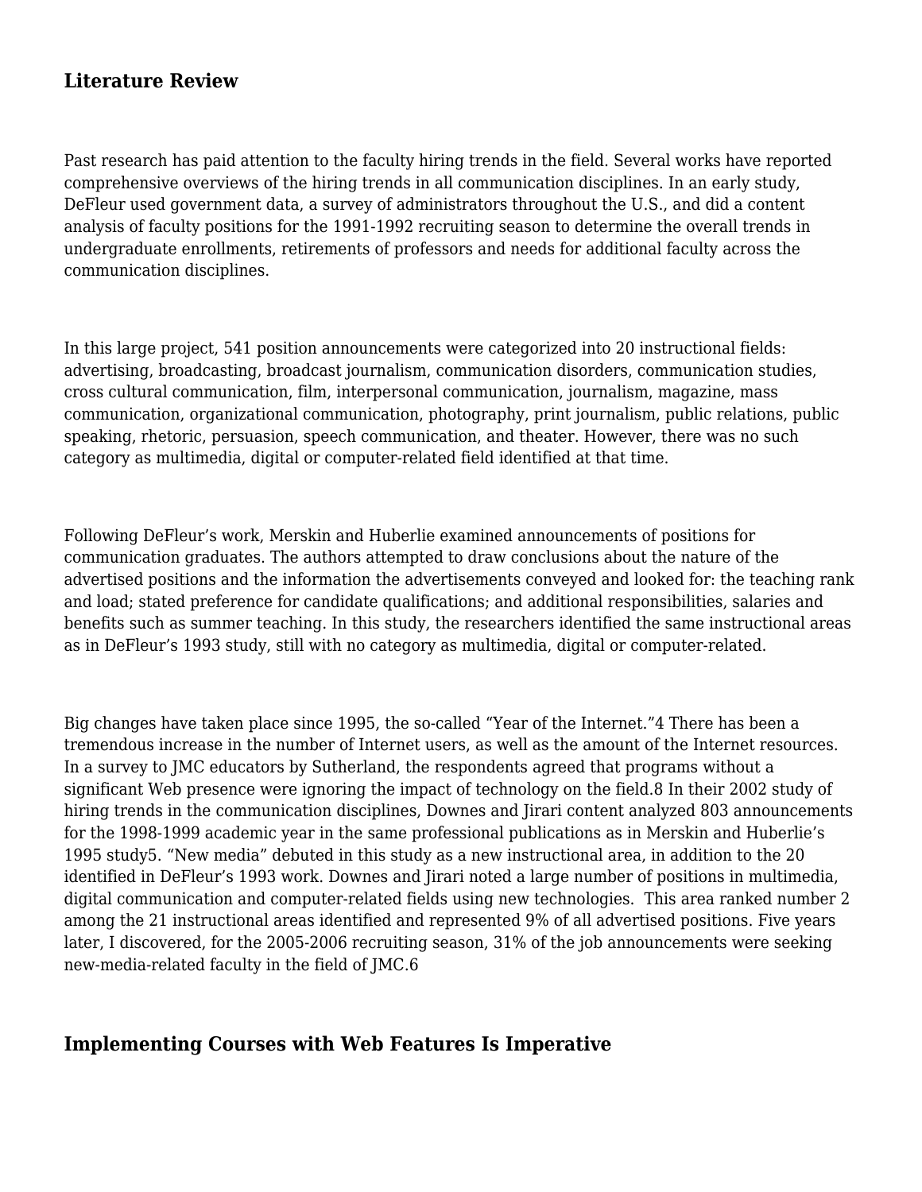## Literature Review

Past research has paid attention to the faculty hiring trends in the field. Several works have reported comprehensive overviews of the hiring trends in all communication disciplines. In an early study, DeFleur used government data, a survey of administrators throughout the U.S., and did a content analysis of faculty positions for the 1991-1992 recruiting season to determine the overall trends in undergraduate enrollments, retirements of professors and needs for additional faculty across the communication disciplines.

In this large project, 541 position announcements were categorized into 20 instructional fields: advertising, broadcasting, broadcast journalism, communication disorders, communication studies, cross cultural communication, film, interpersonal communication, journalism, magazine, mass communication, organizational communication, photography, print journalism, public relations, public speaking, rhetoric, persuasion, speech communication, and theater. However, there was no such category as multimedia, digital or computer-related field identified at that time.

Following DeFleur's work, Merskin and Huberlie examined announcements of positions for communication graduates. The authors attempted to draw conclusions about the nature of the advertised positions and the information the advertisements conveyed and looked for: the teaching rank and load; stated preference for candidate qualifications; and additional responsibilities, salaries and benefits such as summer teaching. In this study, the researchers identified the same instructional areas as in DeFleur's 1993 study, still with no category as multimedia, digital or computer-related.

Big changes have taken place since 1995, the so-called "Year of the Internet."[4] There has been a tremendous increase in the number of Internet users, as well as the amount of the Internet resources. In a survey to JMC educators by Sutherland, the respondents agreed that programs without a significant Web presence were ignoring the impact of technology on the field.[8] In their 2002 study of hiring trends in the communication disciplines, Downes and Jirari content analyzed 803 announcements for the 1998-1999 academic year in the same professional publications as in Merskin and Huberlie's 1995 study[5]. "New media" debuted in this study as a new instructional area, in addition to the 20 identified in DeFleur's 1993 work. Downes and Jirari noted a large number of positions in multimedia, digital communication and computer-related fields using new technologies. This area ranked number 2 among the 21 instructional areas identified and represented 9% of all advertised positions. Five years later, I discovered, for the 2005-2006 recruiting season, 31% of the job announcements were seeking new-media-related faculty in the field of JMC.[6]

## Implementing Courses with Web Features Is Imperative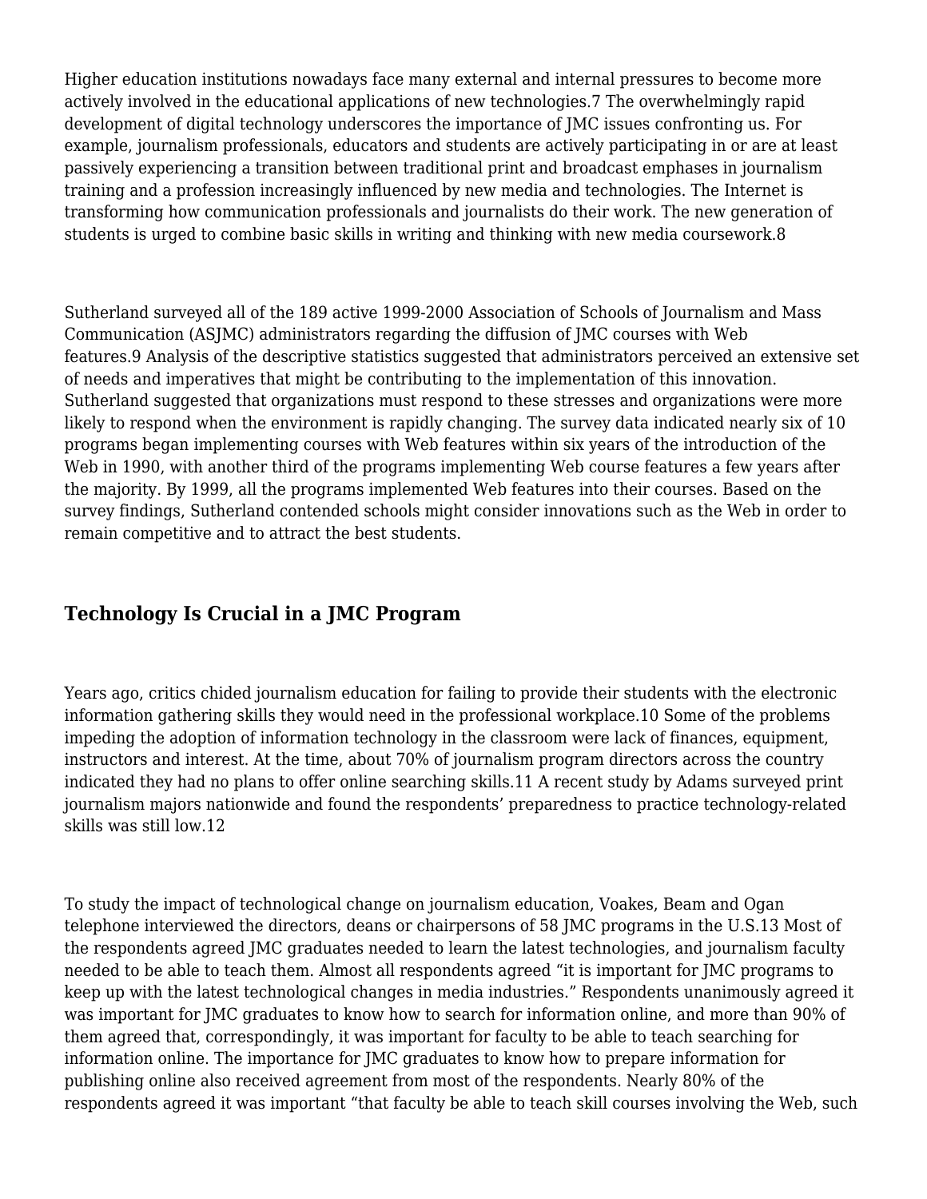Higher education institutions nowadays face many external and internal pressures to become more actively involved in the educational applications of new technologies.[7] The overwhelmingly rapid development of digital technology underscores the importance of JMC issues confronting us. For example, journalism professionals, educators and students are actively participating in or are at least passively experiencing a transition between traditional print and broadcast emphases in journalism training and a profession increasingly influenced by new media and technologies. The Internet is transforming how communication professionals and journalists do their work. The new generation of students is urged to combine basic skills in writing and thinking with new media coursework.[8]

Sutherland surveyed all of the 189 active 1999-2000 Association of Schools of Journalism and Mass Communication (ASJMC) administrators regarding the diffusion of JMC courses with Web features.[9] Analysis of the descriptive statistics suggested that administrators perceived an extensive set of needs and imperatives that might be contributing to the implementation of this innovation. Sutherland suggested that organizations must respond to these stresses and organizations were more likely to respond when the environment is rapidly changing. The survey data indicated nearly six of 10 programs began implementing courses with Web features within six years of the introduction of the Web in 1990, with another third of the programs implementing Web course features a few years after the majority. By 1999, all the programs implemented Web features into their courses. Based on the survey findings, Sutherland contended schools might consider innovations such as the Web in order to remain competitive and to attract the best students.

## Technology Is Crucial in a JMC Program

Years ago, critics chided journalism education for failing to provide their students with the electronic information gathering skills they would need in the professional workplace.[10] Some of the problems impeding the adoption of information technology in the classroom were lack of finances, equipment, instructors and interest. At the time, about 70% of journalism program directors across the country indicated they had no plans to offer online searching skills.[11] A recent study by Adams surveyed print journalism majors nationwide and found the respondents' preparedness to practice technology-related skills was still low.[12]

To study the impact of technological change on journalism education, Voakes, Beam and Ogan telephone interviewed the directors, deans or chairpersons of 58 JMC programs in the U.S.[13] Most of the respondents agreed JMC graduates needed to learn the latest technologies, and journalism faculty needed to be able to teach them. Almost all respondents agreed "it is important for JMC programs to keep up with the latest technological changes in media industries." Respondents unanimously agreed it was important for JMC graduates to know how to search for information online, and more than 90% of them agreed that, correspondingly, it was important for faculty to be able to teach searching for information online. The importance for JMC graduates to know how to prepare information for publishing online also received agreement from most of the respondents. Nearly 80% of the respondents agreed it was important "that faculty be able to teach skill courses involving the Web, such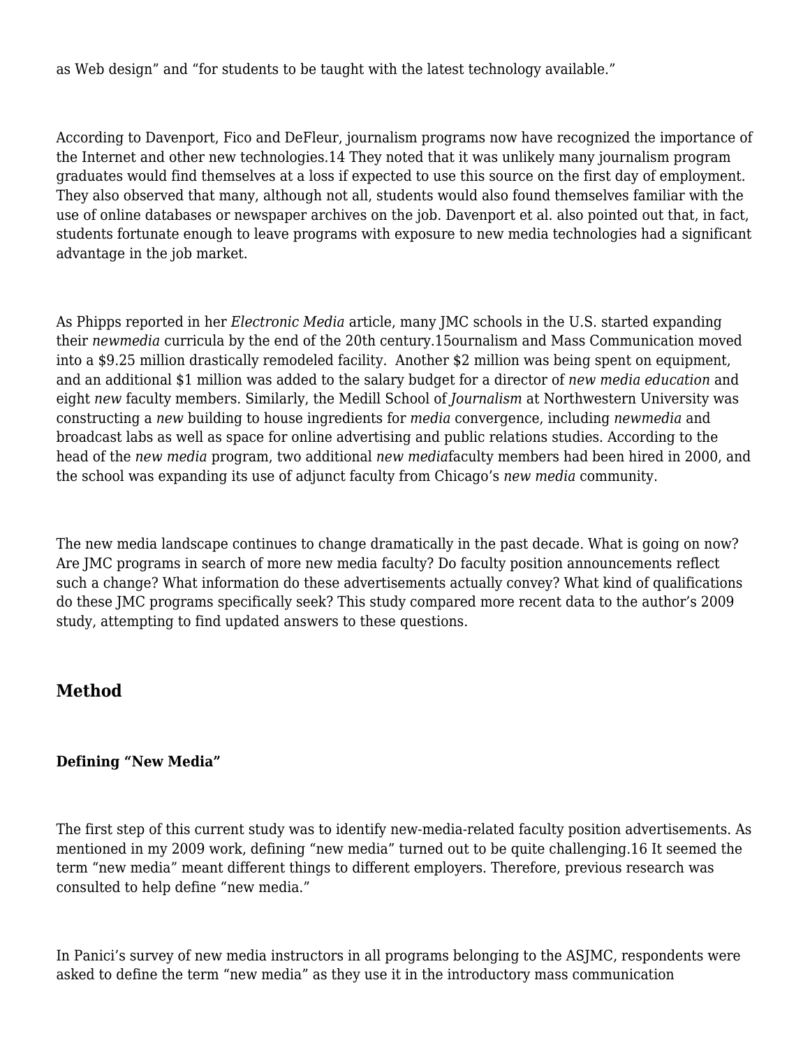as Web design" and "for students to be taught with the latest technology available."

According to Davenport, Fico and DeFleur, journalism programs now have recognized the importance of the Internet and other new technologies.14 They noted that it was unlikely many journalism program graduates would find themselves at a loss if expected to use this source on the first day of employment. They also observed that many, although not all, students would also found themselves familiar with the use of online databases or newspaper archives on the job. Davenport et al. also pointed out that, in fact, students fortunate enough to leave programs with exposure to new media technologies had a significant advantage in the job market.

As Phipps reported in her *Electronic Media* article, many JMC schools in the U.S. started expanding their *newmedia* curricula by the end of the 20th century.15ournalism and Mass Communication moved into a $9.25 million drastically remodeled facility.  Another $2 million was being spent on equipment, and an additional $1 million was added to the salary budget for a director of *new media education* and eight *new* faculty members. Similarly, the Medill School of *Journalism* at Northwestern University was constructing a *new* building to house ingredients for *media* convergence, including *newmedia* and broadcast labs as well as space for online advertising and public relations studies. According to the head of the *new media* program, two additional *new media*faculty members had been hired in 2000, and the school was expanding its use of adjunct faculty from Chicago's *new media* community.

The new media landscape continues to change dramatically in the past decade. What is going on now? Are JMC programs in search of more new media faculty? Do faculty position announcements reflect such a change? What information do these advertisements actually convey? What kind of qualifications do these JMC programs specifically seek? This study compared more recent data to the author's 2009 study, attempting to find updated answers to these questions.

## Method

### Defining "New Media"

The first step of this current study was to identify new-media-related faculty position advertisements. As mentioned in my 2009 work, defining "new media" turned out to be quite challenging.16 It seemed the term "new media" meant different things to different employers. Therefore, previous research was consulted to help define "new media."

In Panici's survey of new media instructors in all programs belonging to the ASJMC, respondents were asked to define the term "new media" as they use it in the introductory mass communication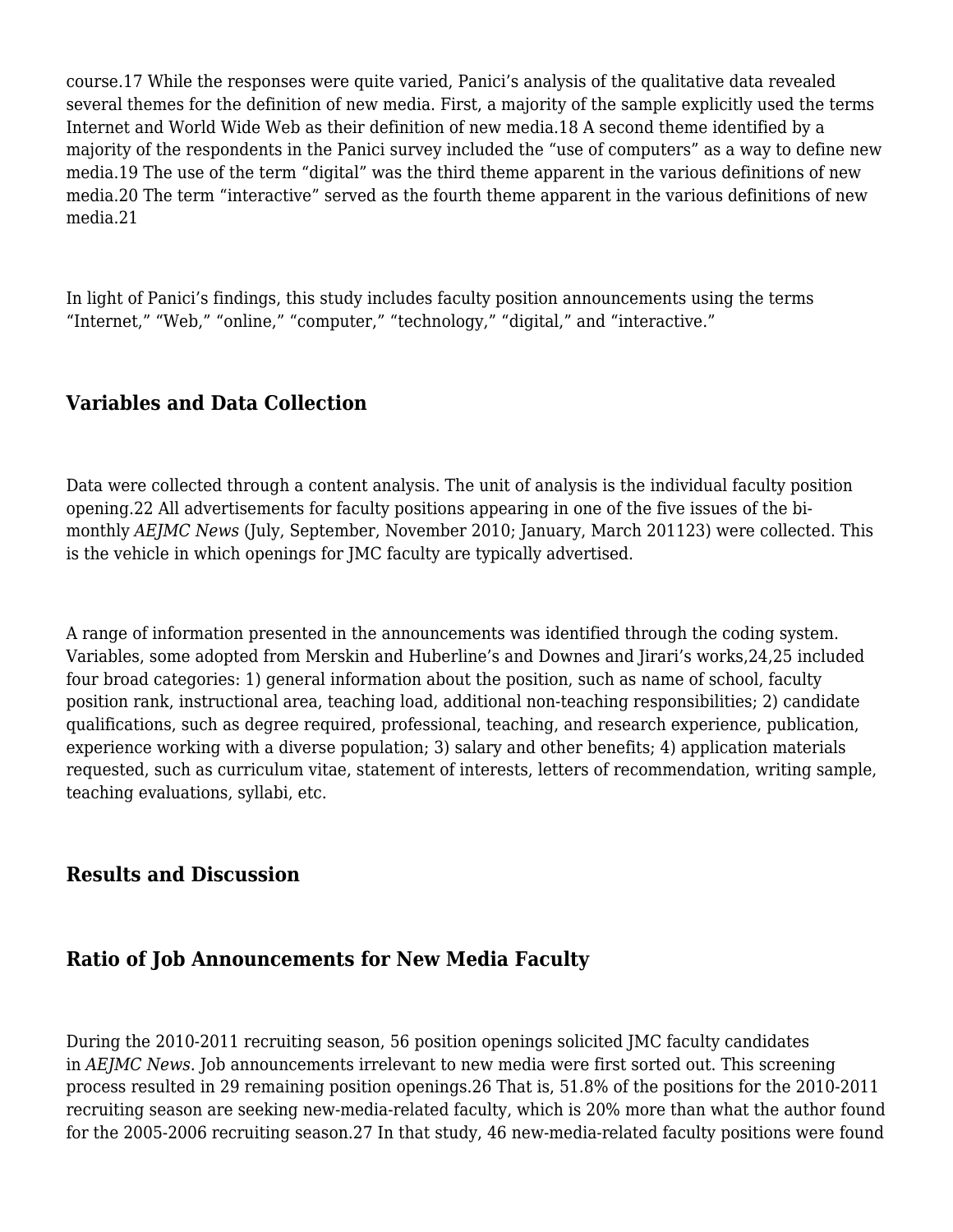course.[17] While the responses were quite varied, Panici's analysis of the qualitative data revealed several themes for the definition of new media. First, a majority of the sample explicitly used the terms Internet and World Wide Web as their definition of new media.[18] A second theme identified by a majority of the respondents in the Panici survey included the "use of computers" as a way to define new media.[19] The use of the term "digital" was the third theme apparent in the various definitions of new media.[20] The term "interactive" served as the fourth theme apparent in the various definitions of new media.[21]

In light of Panici's findings, this study includes faculty position announcements using the terms "Internet," "Web," "online," "computer," "technology," "digital," and "interactive."

### Variables and Data Collection

Data were collected through a content analysis. The unit of analysis is the individual faculty position opening.[22] All advertisements for faculty positions appearing in one of the five issues of the bi-monthly *AEJMC News* (July, September, November 2010; January, March 2011[23]) were collected. This is the vehicle in which openings for JMC faculty are typically advertised.

A range of information presented in the announcements was identified through the coding system. Variables, some adopted from Merskin and Huberline's and Downes and Jirari's works,[24,25] included four broad categories: 1) general information about the position, such as name of school, faculty position rank, instructional area, teaching load, additional non-teaching responsibilities; 2) candidate qualifications, such as degree required, professional, teaching, and research experience, publication, experience working with a diverse population; 3) salary and other benefits; 4) application materials requested, such as curriculum vitae, statement of interests, letters of recommendation, writing sample, teaching evaluations, syllabi, etc.

### Results and Discussion

### Ratio of Job Announcements for New Media Faculty

During the 2010-2011 recruiting season, 56 position openings solicited JMC faculty candidates in *AEJMC News*. Job announcements irrelevant to new media were first sorted out. This screening process resulted in 29 remaining position openings.[26] That is, 51.8% of the positions for the 2010-2011 recruiting season are seeking new-media-related faculty, which is 20% more than what the author found for the 2005-2006 recruiting season.[27] In that study, 46 new-media-related faculty positions were found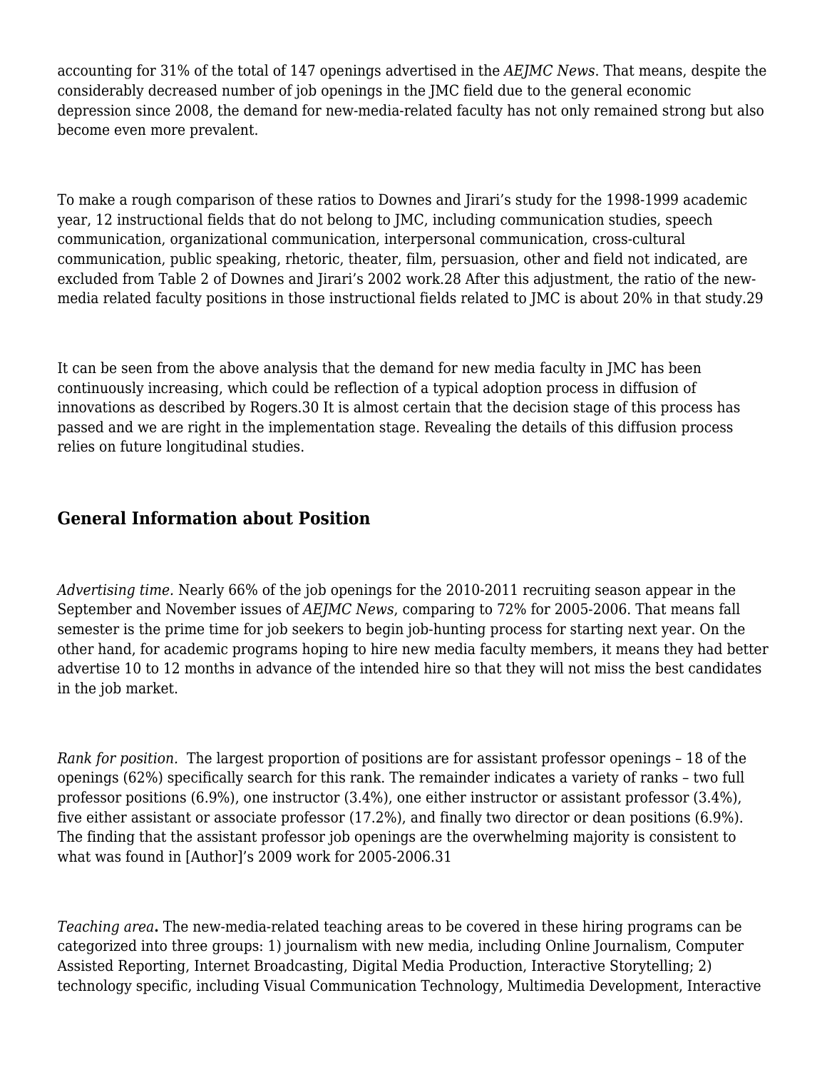accounting for 31% of the total of 147 openings advertised in the *AEJMC News*. That means, despite the considerably decreased number of job openings in the JMC field due to the general economic depression since 2008, the demand for new-media-related faculty has not only remained strong but also become even more prevalent.

To make a rough comparison of these ratios to Downes and Jirari's study for the 1998-1999 academic year, 12 instructional fields that do not belong to JMC, including communication studies, speech communication, organizational communication, interpersonal communication, cross-cultural communication, public speaking, rhetoric, theater, film, persuasion, other and field not indicated, are excluded from Table 2 of Downes and Jirari's 2002 work.28 After this adjustment, the ratio of the new-media related faculty positions in those instructional fields related to JMC is about 20% in that study.29

It can be seen from the above analysis that the demand for new media faculty in JMC has been continuously increasing, which could be reflection of a typical adoption process in diffusion of innovations as described by Rogers.30 It is almost certain that the decision stage of this process has passed and we are right in the implementation stage. Revealing the details of this diffusion process relies on future longitudinal studies.

## General Information about Position

*Advertising time.* Nearly 66% of the job openings for the 2010-2011 recruiting season appear in the September and November issues of *AEJMC News*, comparing to 72% for 2005-2006. That means fall semester is the prime time for job seekers to begin job-hunting process for starting next year. On the other hand, for academic programs hoping to hire new media faculty members, it means they had better advertise 10 to 12 months in advance of the intended hire so that they will not miss the best candidates in the job market.

*Rank for position.* The largest proportion of positions are for assistant professor openings – 18 of the openings (62%) specifically search for this rank. The remainder indicates a variety of ranks – two full professor positions (6.9%), one instructor (3.4%), one either instructor or assistant professor (3.4%), five either assistant or associate professor (17.2%), and finally two director or dean positions (6.9%). The finding that the assistant professor job openings are the overwhelming majority is consistent to what was found in [Author]'s 2009 work for 2005-2006.31

*Teaching area***.** The new-media-related teaching areas to be covered in these hiring programs can be categorized into three groups: 1) journalism with new media, including Online Journalism, Computer Assisted Reporting, Internet Broadcasting, Digital Media Production, Interactive Storytelling; 2) technology specific, including Visual Communication Technology, Multimedia Development, Interactive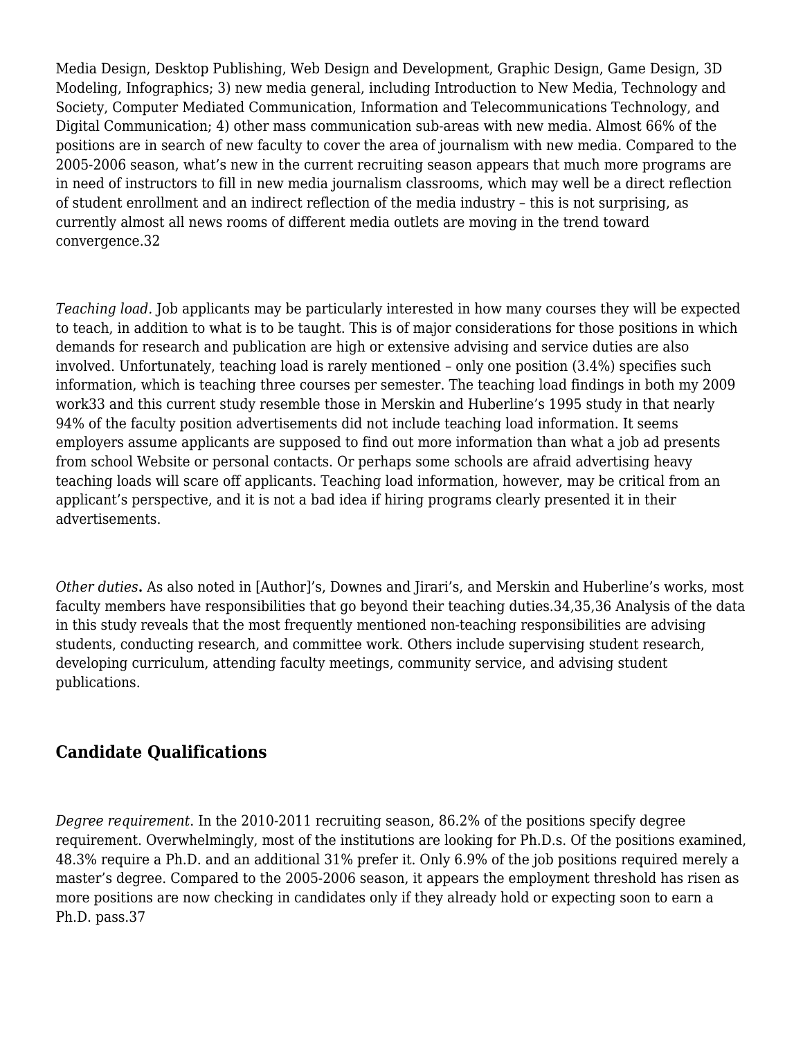Media Design, Desktop Publishing, Web Design and Development, Graphic Design, Game Design, 3D Modeling, Infographics; 3) new media general, including Introduction to New Media, Technology and Society, Computer Mediated Communication, Information and Telecommunications Technology, and Digital Communication; 4) other mass communication sub-areas with new media. Almost 66% of the positions are in search of new faculty to cover the area of journalism with new media. Compared to the 2005-2006 season, what's new in the current recruiting season appears that much more programs are in need of instructors to fill in new media journalism classrooms, which may well be a direct reflection of student enrollment and an indirect reflection of the media industry – this is not surprising, as currently almost all news rooms of different media outlets are moving in the trend toward convergence.32

*Teaching load*. Job applicants may be particularly interested in how many courses they will be expected to teach, in addition to what is to be taught. This is of major considerations for those positions in which demands for research and publication are high or extensive advising and service duties are also involved. Unfortunately, teaching load is rarely mentioned – only one position (3.4%) specifies such information, which is teaching three courses per semester. The teaching load findings in both my 2009 work33 and this current study resemble those in Merskin and Huberline's 1995 study in that nearly 94% of the faculty position advertisements did not include teaching load information. It seems employers assume applicants are supposed to find out more information than what a job ad presents from school Website or personal contacts. Or perhaps some schools are afraid advertising heavy teaching loads will scare off applicants. Teaching load information, however, may be critical from an applicant's perspective, and it is not a bad idea if hiring programs clearly presented it in their advertisements.

*Other duties***.** As also noted in [Author]'s, Downes and Jirari's, and Merskin and Huberline's works, most faculty members have responsibilities that go beyond their teaching duties.34,35,36 Analysis of the data in this study reveals that the most frequently mentioned non-teaching responsibilities are advising students, conducting research, and committee work. Others include supervising student research, developing curriculum, attending faculty meetings, community service, and advising student publications.

## Candidate Qualifications

*Degree requirement*. In the 2010-2011 recruiting season, 86.2% of the positions specify degree requirement. Overwhelmingly, most of the institutions are looking for Ph.D.s. Of the positions examined, 48.3% require a Ph.D. and an additional 31% prefer it. Only 6.9% of the job positions required merely a master's degree. Compared to the 2005-2006 season, it appears the employment threshold has risen as more positions are now checking in candidates only if they already hold or expecting soon to earn a Ph.D. pass.37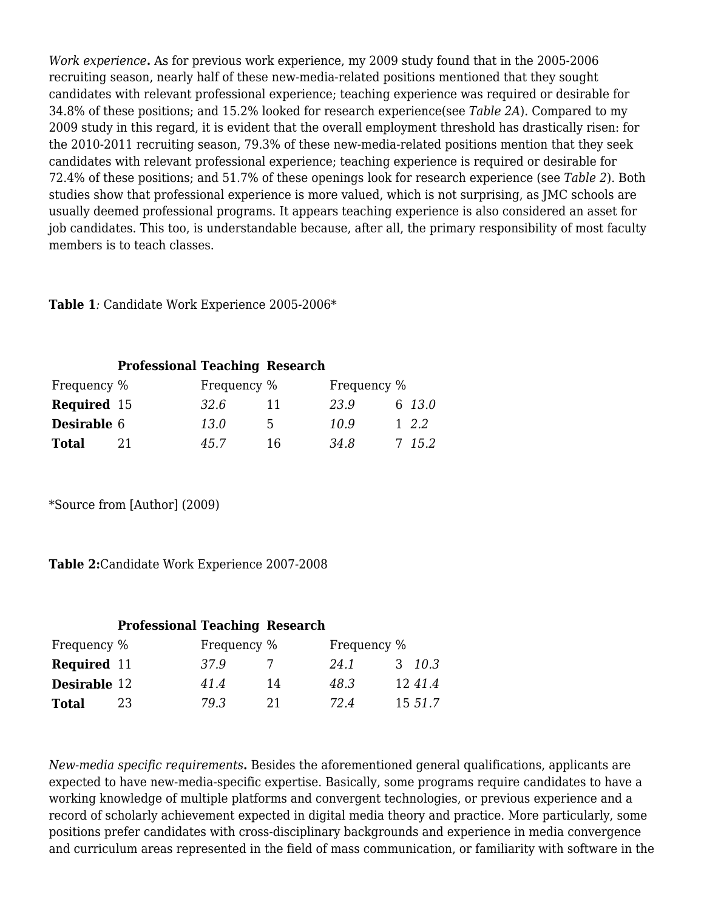*Work experience***.** As for previous work experience, my 2009 study found that in the 2005-2006 recruiting season, nearly half of these new-media-related positions mentioned that they sought candidates with relevant professional experience; teaching experience was required or desirable for 34.8% of these positions; and 15.2% looked for research experience(see *Table 2A*). Compared to my 2009 study in this regard, it is evident that the overall employment threshold has drastically risen: for the 2010-2011 recruiting season, 79.3% of these new-media-related positions mention that they seek candidates with relevant professional experience; teaching experience is required or desirable for 72.4% of these positions; and 51.7% of these openings look for research experience (see *Table 2*). Both studies show that professional experience is more valued, which is not surprising, as JMC schools are usually deemed professional programs. It appears teaching experience is also considered an asset for job candidates. This too, is understandable because, after all, the primary responsibility of most faculty members is to teach classes.

**Table 1***:* Candidate Work Experience 2005-2006*

| | **Professional** | | **Teaching** | | **Research** | |
|---|---|---|---|---|---|---|
| | Frequency | % | Frequency | % | Frequency | % |
| **Required** | 15 | *32.6* | 11 | *23.9* | 6 | *13.0* |
| **Desirable** | 6 | *13.0* | 5 | *10.9* | 1 | *2.2* |
| **Total** | 21 | *45.7* | 16 | *34.8* | 7 | *15.2* |

*Source from [Author] (2009)

**Table 2:**Candidate Work Experience 2007-2008

| | **Professional** | | **Teaching** | | **Research** | |
|---|---|---|---|---|---|---|
| | Frequency | % | Frequency | % | Frequency | % |
| **Required** | 11 | *37.9* | 7 | *24.1* | 3 | *10.3* |
| **Desirable** | 12 | *41.4* | 14 | *48.3* | 12 | *41.4* |
| **Total** | 23 | *79.3* | 21 | *72.4* | 15 | *51.7* |

*New-media specific requirements***.** Besides the aforementioned general qualifications, applicants are expected to have new-media-specific expertise. Basically, some programs require candidates to have a working knowledge of multiple platforms and convergent technologies, or previous experience and a record of scholarly achievement expected in digital media theory and practice. More particularly, some positions prefer candidates with cross-disciplinary backgrounds and experience in media convergence and curriculum areas represented in the field of mass communication, or familiarity with software in the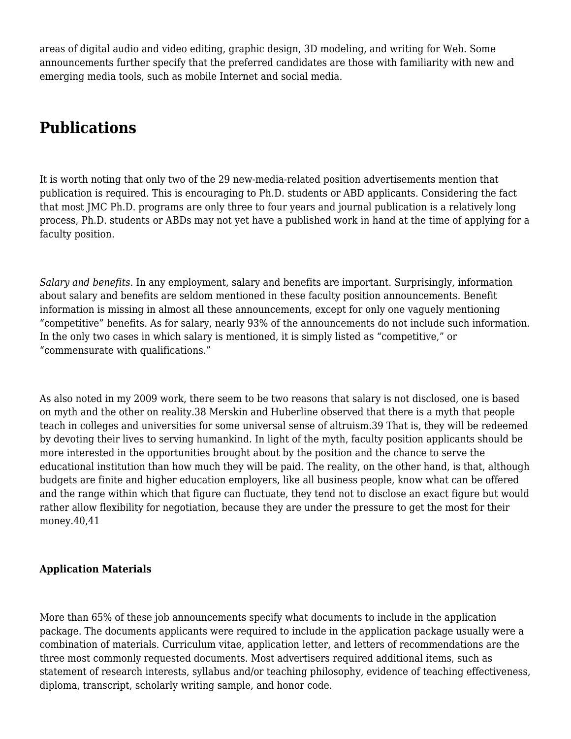areas of digital audio and video editing, graphic design, 3D modeling, and writing for Web. Some announcements further specify that the preferred candidates are those with familiarity with new and emerging media tools, such as mobile Internet and social media.

## Publications

It is worth noting that only two of the 29 new-media-related position advertisements mention that publication is required. This is encouraging to Ph.D. students or ABD applicants. Considering the fact that most JMC Ph.D. programs are only three to four years and journal publication is a relatively long process, Ph.D. students or ABDs may not yet have a published work in hand at the time of applying for a faculty position.

*Salary and benefits.* In any employment, salary and benefits are important. Surprisingly, information about salary and benefits are seldom mentioned in these faculty position announcements. Benefit information is missing in almost all these announcements, except for only one vaguely mentioning "competitive" benefits. As for salary, nearly 93% of the announcements do not include such information. In the only two cases in which salary is mentioned, it is simply listed as "competitive," or "commensurate with qualifications."

As also noted in my 2009 work, there seem to be two reasons that salary is not disclosed, one is based on myth and the other on reality.[38] Merskin and Huberline observed that there is a myth that people teach in colleges and universities for some universal sense of altruism.[39] That is, they will be redeemed by devoting their lives to serving humankind. In light of the myth, faculty position applicants should be more interested in the opportunities brought about by the position and the chance to serve the educational institution than how much they will be paid. The reality, on the other hand, is that, although budgets are finite and higher education employers, like all business people, know what can be offered and the range within which that figure can fluctuate, they tend not to disclose an exact figure but would rather allow flexibility for negotiation, because they are under the pressure to get the most for their money.[40,41]

**Application Materials**

More than 65% of these job announcements specify what documents to include in the application package. The documents applicants were required to include in the application package usually were a combination of materials. Curriculum vitae, application letter, and letters of recommendations are the three most commonly requested documents. Most advertisers required additional items, such as statement of research interests, syllabus and/or teaching philosophy, evidence of teaching effectiveness, diploma, transcript, scholarly writing sample, and honor code.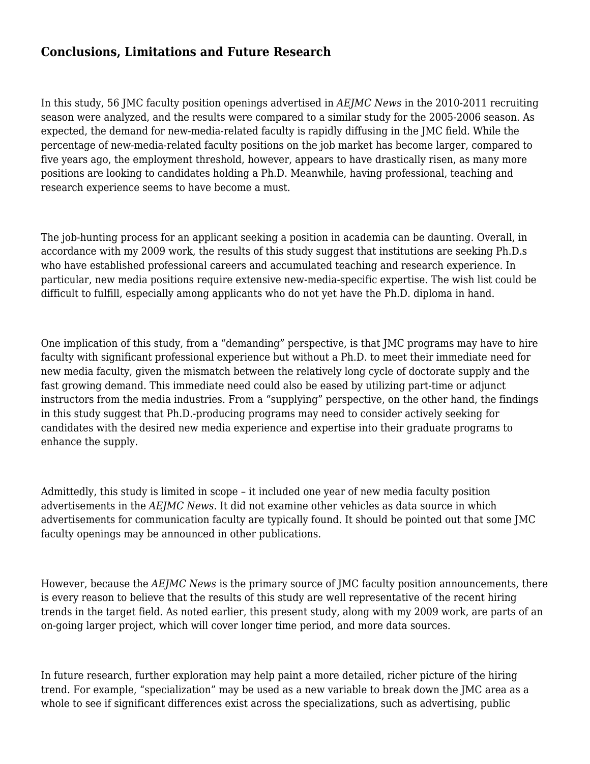## Conclusions, Limitations and Future Research

In this study, 56 JMC faculty position openings advertised in *AEJMC News* in the 2010-2011 recruiting season were analyzed, and the results were compared to a similar study for the 2005-2006 season. As expected, the demand for new-media-related faculty is rapidly diffusing in the JMC field. While the percentage of new-media-related faculty positions on the job market has become larger, compared to five years ago, the employment threshold, however, appears to have drastically risen, as many more positions are looking to candidates holding a Ph.D. Meanwhile, having professional, teaching and research experience seems to have become a must.

The job-hunting process for an applicant seeking a position in academia can be daunting. Overall, in accordance with my 2009 work, the results of this study suggest that institutions are seeking Ph.D.s who have established professional careers and accumulated teaching and research experience. In particular, new media positions require extensive new-media-specific expertise. The wish list could be difficult to fulfill, especially among applicants who do not yet have the Ph.D. diploma in hand.

One implication of this study, from a "demanding" perspective, is that JMC programs may have to hire faculty with significant professional experience but without a Ph.D. to meet their immediate need for new media faculty, given the mismatch between the relatively long cycle of doctorate supply and the fast growing demand. This immediate need could also be eased by utilizing part-time or adjunct instructors from the media industries. From a "supplying" perspective, on the other hand, the findings in this study suggest that Ph.D.-producing programs may need to consider actively seeking for candidates with the desired new media experience and expertise into their graduate programs to enhance the supply.

Admittedly, this study is limited in scope – it included one year of new media faculty position advertisements in the *AEJMC News*. It did not examine other vehicles as data source in which advertisements for communication faculty are typically found. It should be pointed out that some JMC faculty openings may be announced in other publications.

However, because the *AEJMC News* is the primary source of JMC faculty position announcements, there is every reason to believe that the results of this study are well representative of the recent hiring trends in the target field. As noted earlier, this present study, along with my 2009 work, are parts of an on-going larger project, which will cover longer time period, and more data sources.

In future research, further exploration may help paint a more detailed, richer picture of the hiring trend. For example, "specialization" may be used as a new variable to break down the JMC area as a whole to see if significant differences exist across the specializations, such as advertising, public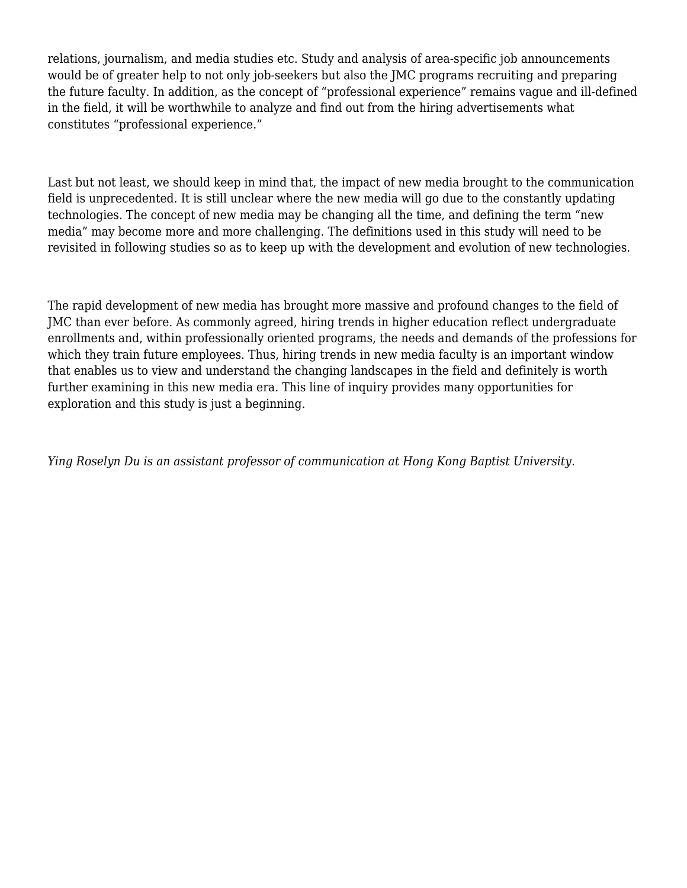relations, journalism, and media studies etc. Study and analysis of area-specific job announcements would be of greater help to not only job-seekers but also the JMC programs recruiting and preparing the future faculty. In addition, as the concept of "professional experience" remains vague and ill-defined in the field, it will be worthwhile to analyze and find out from the hiring advertisements what constitutes "professional experience."

Last but not least, we should keep in mind that, the impact of new media brought to the communication field is unprecedented. It is still unclear where the new media will go due to the constantly updating technologies. The concept of new media may be changing all the time, and defining the term "new media" may become more and more challenging. The definitions used in this study will need to be revisited in following studies so as to keep up with the development and evolution of new technologies.

The rapid development of new media has brought more massive and profound changes to the field of JMC than ever before. As commonly agreed, hiring trends in higher education reflect undergraduate enrollments and, within professionally oriented programs, the needs and demands of the professions for which they train future employees. Thus, hiring trends in new media faculty is an important window that enables us to view and understand the changing landscapes in the field and definitely is worth further examining in this new media era. This line of inquiry provides many opportunities for exploration and this study is just a beginning.

*Ying Roselyn Du is an assistant professor of communication at Hong Kong Baptist University.*